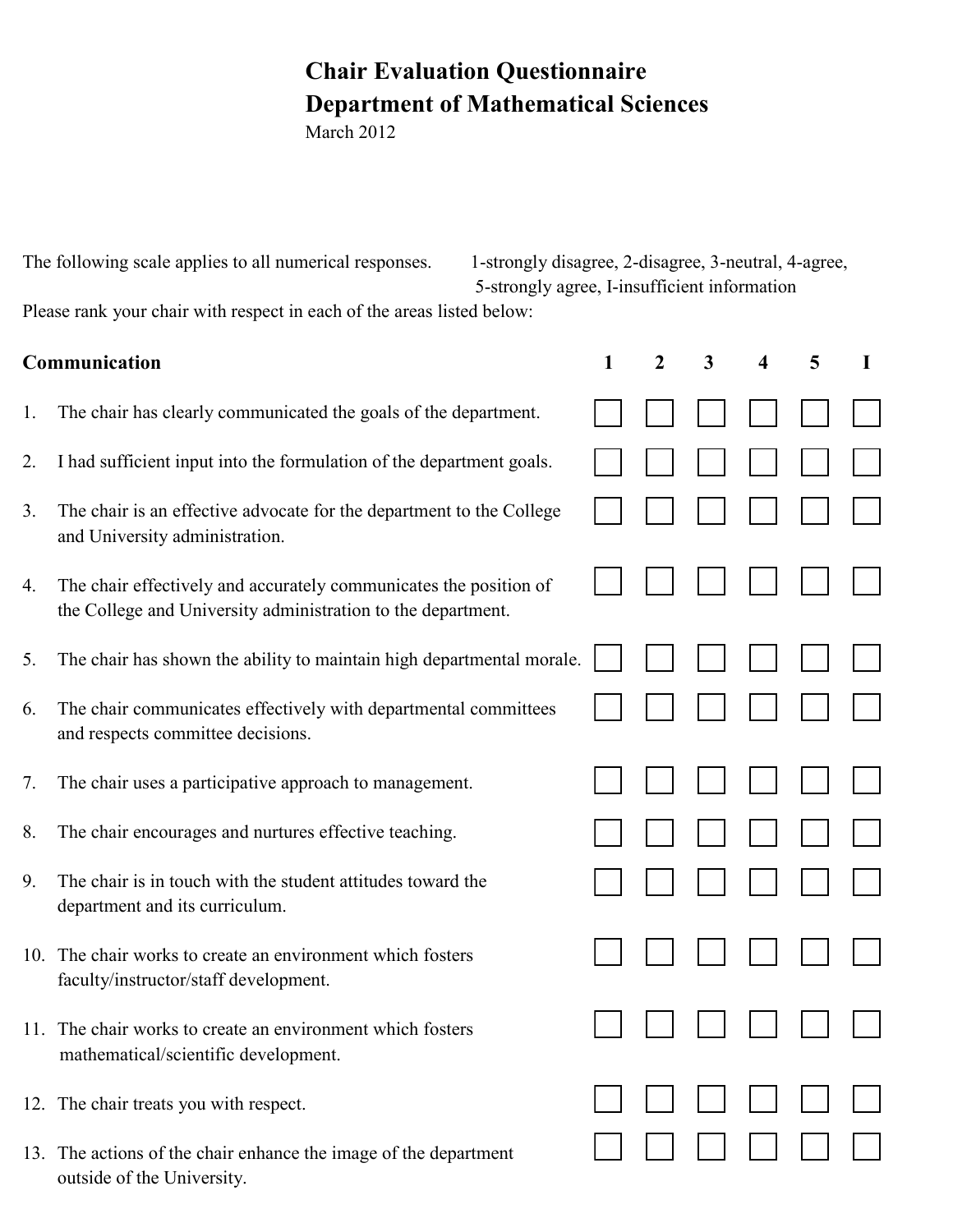# Chair Evaluation Questionnaire
# Department of Mathematical Sciences

March 2012

The following scale applies to all numerical responses. 1-strongly disagree, 2-disagree, 3-neutral, 4-agree, 5-strongly agree, I-insufficient information

Please rank your chair with respect in each of the areas listed below:

| **Communication** | **1** | **2** | **3** | **4** | **5** | **I** |
|---|---|---|---|---|---|---|
| 1. The chair has clearly communicated the goals of the department. | ☐ | ☐ | ☐ | ☐ | ☐ | ☐ |
| 2. I had sufficient input into the formulation of the department goals. | ☐ | ☐ | ☐ | ☐ | ☐ | ☐ |
| 3. The chair is an effective advocate for the department to the College and University administration. | ☐ | ☐ | ☐ | ☐ | ☐ | ☐ |
| 4. The chair effectively and accurately communicates the position of the College and University administration to the department. | ☐ | ☐ | ☐ | ☐ | ☐ | ☐ |
| 5. The chair has shown the ability to maintain high departmental morale. | ☐ | ☐ | ☐ | ☐ | ☐ | ☐ |
| 6. The chair communicates effectively with departmental committees and respects committee decisions. | ☐ | ☐ | ☐ | ☐ | ☐ | ☐ |
| 7. The chair uses a participative approach to management. | ☐ | ☐ | ☐ | ☐ | ☐ | ☐ |
| 8. The chair encourages and nurtures effective teaching. | ☐ | ☐ | ☐ | ☐ | ☐ | ☐ |
| 9. The chair is in touch with the student attitudes toward the department and its curriculum. | ☐ | ☐ | ☐ | ☐ | ☐ | ☐ |
| 10. The chair works to create an environment which fosters faculty/instructor/staff development. | ☐ | ☐ | ☐ | ☐ | ☐ | ☐ |
| 11. The chair works to create an environment which fosters mathematical/scientific development. | ☐ | ☐ | ☐ | ☐ | ☐ | ☐ |
| 12. The chair treats you with respect. | ☐ | ☐ | ☐ | ☐ | ☐ | ☐ |
| 13. The actions of the chair enhance the image of the department outside of the University. | ☐ | ☐ | ☐ | ☐ | ☐ | ☐ |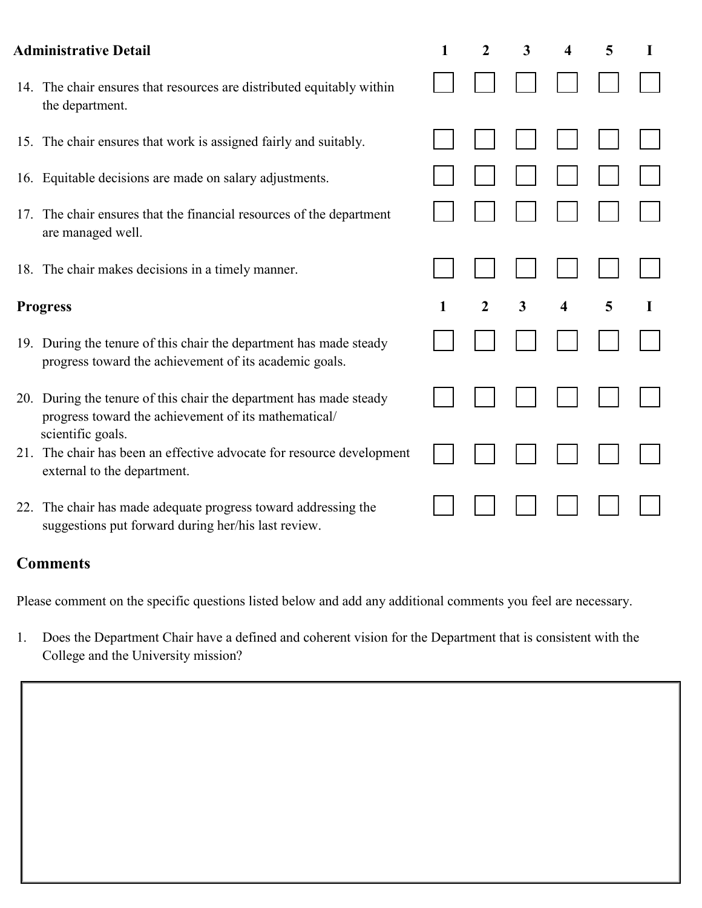| Administrative Detail | 1 | 2 | 3 | 4 | 5 | I |
|---|---|---|---|---|---|---|
| 14. The chair ensures that resources are distributed equitably within the department. | ☐ | ☐ | ☐ | ☐ | ☐ | ☐ |
| 15. The chair ensures that work is assigned fairly and suitably. | ☐ | ☐ | ☐ | ☐ | ☐ | ☐ |
| 16. Equitable decisions are made on salary adjustments. | ☐ | ☐ | ☐ | ☐ | ☐ | ☐ |
| 17. The chair ensures that the financial resources of the department are managed well. | ☐ | ☐ | ☐ | ☐ | ☐ | ☐ |
| 18. The chair makes decisions in a timely manner. | ☐ | ☐ | ☐ | ☐ | ☐ | ☐ |

| Progress | 1 | 2 | 3 | 4 | 5 | I |
|---|---|---|---|---|---|---|
| 19. During the tenure of this chair the department has made steady progress toward the achievement of its academic goals. | ☐ | ☐ | ☐ | ☐ | ☐ | ☐ |
| 20. During the tenure of this chair the department has made steady progress toward the achievement of its mathematical/ scientific goals. | ☐ | ☐ | ☐ | ☐ | ☐ | ☐ |
| 21. The chair has been an effective advocate for resource development external to the department. | ☐ | ☐ | ☐ | ☐ | ☐ | ☐ |
| 22. The chair has made adequate progress toward addressing the suggestions put forward during her/his last review. | ☐ | ☐ | ☐ | ☐ | ☐ | ☐ |

## Comments

Please comment on the specific questions listed below and add any additional comments you feel are necessary.

1. Does the Department Chair have a defined and coherent vision for the Department that is consistent with the College and the University mission?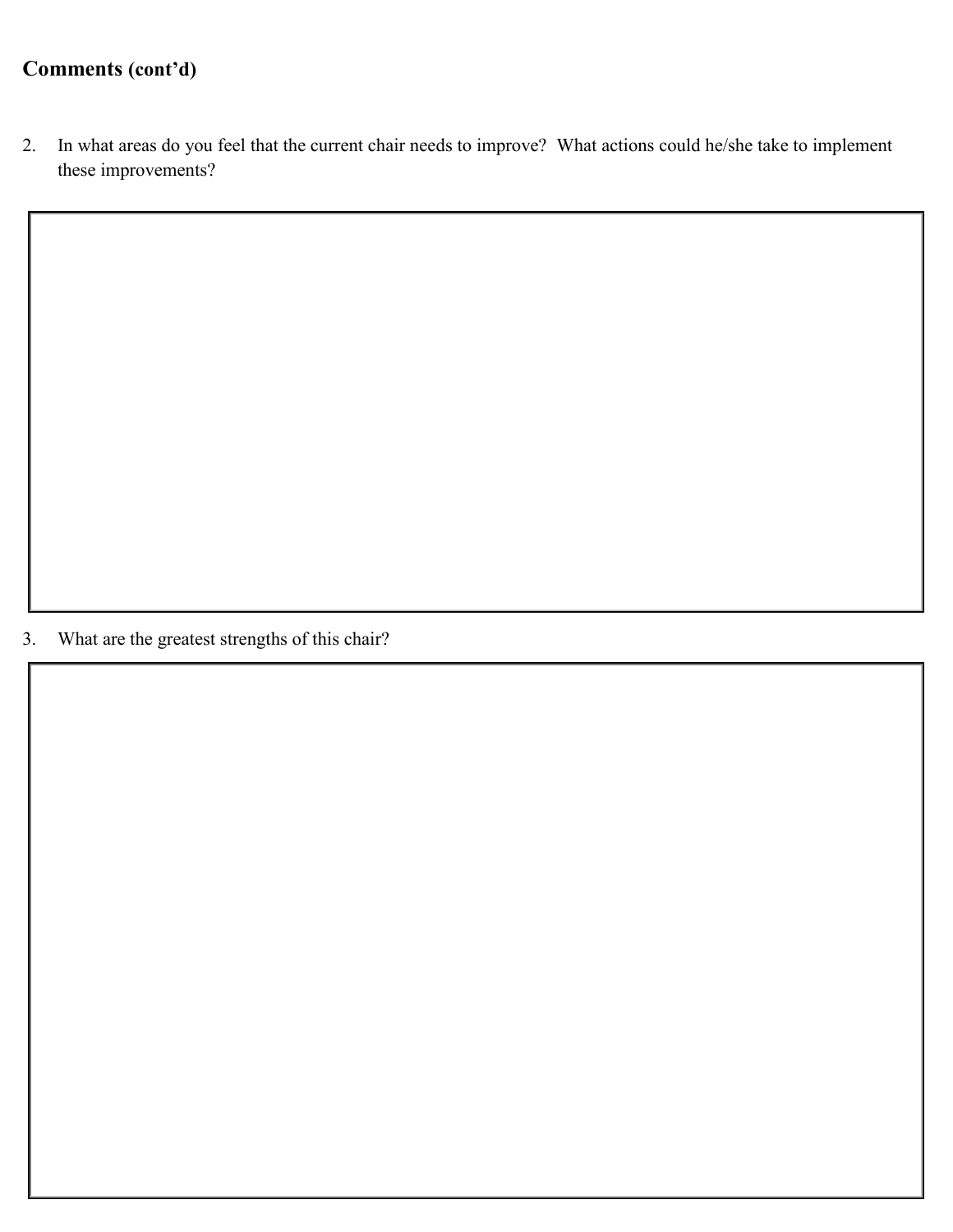## Comments (cont'd)

2. In what areas do you feel that the current chair needs to improve? What actions could he/she take to implement these improvements?

3. What are the greatest strengths of this chair?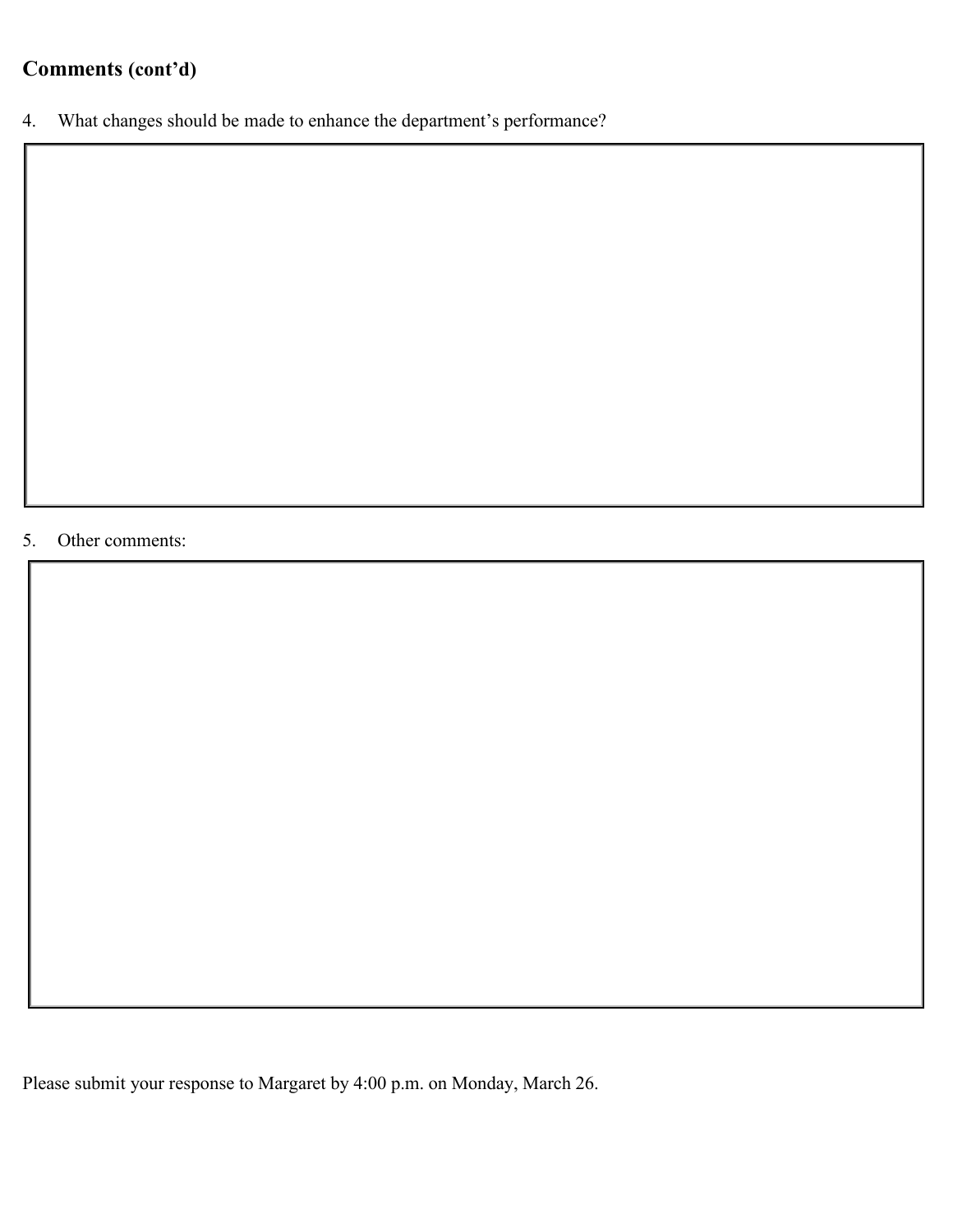## Comments (cont'd)

4. What changes should be made to enhance the department's performance?

5. Other comments:

Please submit your response to Margaret by 4:00 p.m. on Monday, March 26.